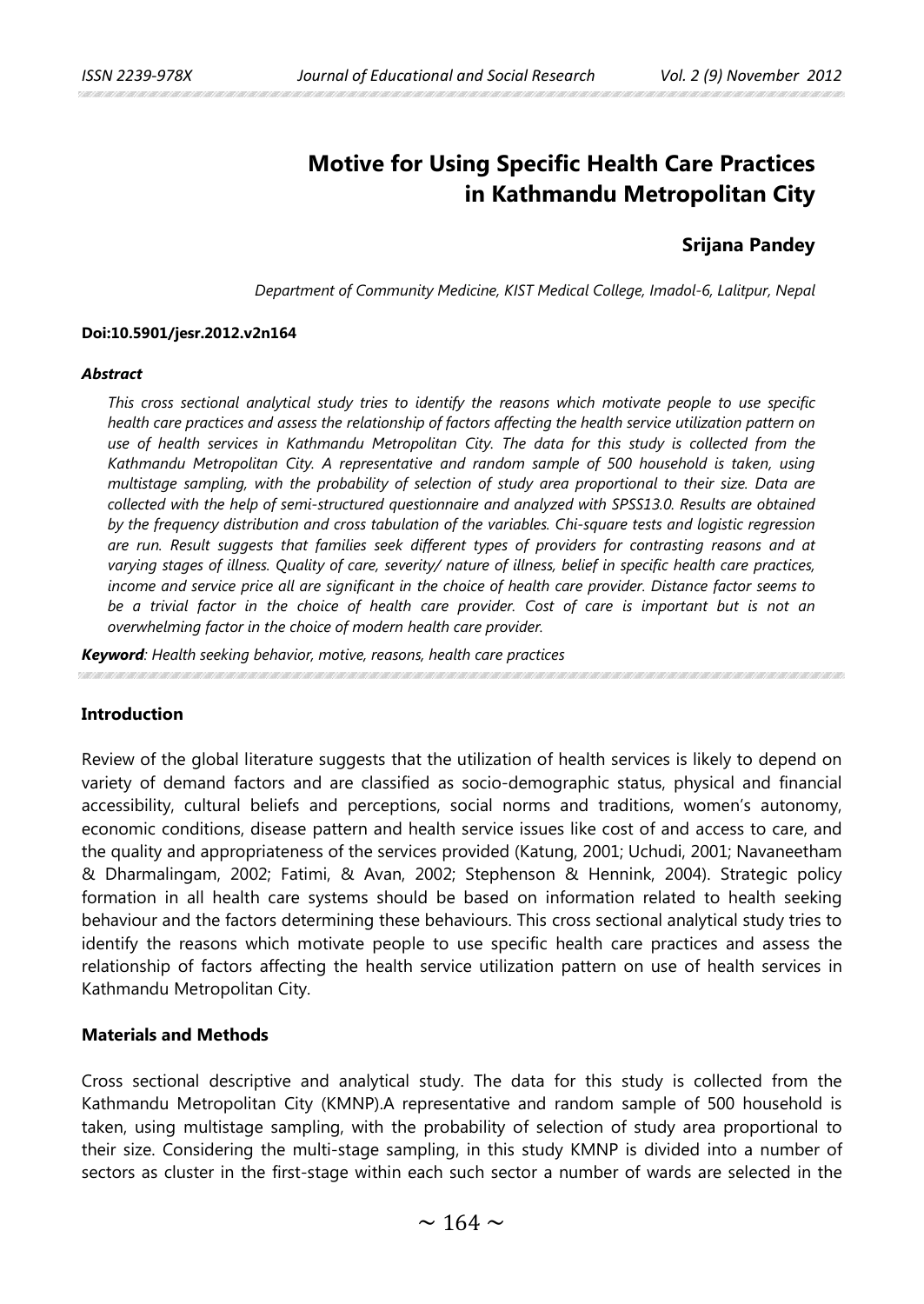# Motive for Using Specific Health Care Practices in Kathmandu Metropolitan City

**Srijana Pandey**

*Department of Community Medicine, KIST Medical College, Imadol-6, Lalitpur, Nepal*

**Doi:10.5901/jesr.2012.v2n164**

***Abstract***

*This cross sectional analytical study tries to identify the reasons which motivate people to use specific health care practices and assess the relationship of factors affecting the health service utilization pattern on use of health services in Kathmandu Metropolitan City. The data for this study is collected from the Kathmandu Metropolitan City. A representative and random sample of 500 household is taken, using multistage sampling, with the probability of selection of study area proportional to their size. Data are collected with the help of semi-structured questionnaire and analyzed with SPSS13.0. Results are obtained by the frequency distribution and cross tabulation of the variables. Chi-square tests and logistic regression are run. Result suggests that families seek different types of providers for contrasting reasons and at varying stages of illness. Quality of care, severity/ nature of illness, belief in specific health care practices, income and service price all are significant in the choice of health care provider. Distance factor seems to be a trivial factor in the choice of health care provider. Cost of care is important but is not an overwhelming factor in the choice of modern health care provider.*

***Keyword****: Health seeking behavior, motive, reasons, health care practices*

## Introduction

Review of the global literature suggests that the utilization of health services is likely to depend on variety of demand factors and are classified as socio-demographic status, physical and financial accessibility, cultural beliefs and perceptions, social norms and traditions, women's autonomy, economic conditions, disease pattern and health service issues like cost of and access to care, and the quality and appropriateness of the services provided (Katung, 2001; Uchudi, 2001; Navaneetham & Dharmalingam, 2002; Fatimi, & Avan, 2002; Stephenson & Hennink, 2004). Strategic policy formation in all health care systems should be based on information related to health seeking behaviour and the factors determining these behaviours. This cross sectional analytical study tries to identify the reasons which motivate people to use specific health care practices and assess the relationship of factors affecting the health service utilization pattern on use of health services in Kathmandu Metropolitan City.

## Materials and Methods

Cross sectional descriptive and analytical study. The data for this study is collected from the Kathmandu Metropolitan City (KMNP).A representative and random sample of 500 household is taken, using multistage sampling, with the probability of selection of study area proportional to their size. Considering the multi-stage sampling, in this study KMNP is divided into a number of sectors as cluster in the first-stage within each such sector a number of wards are selected in the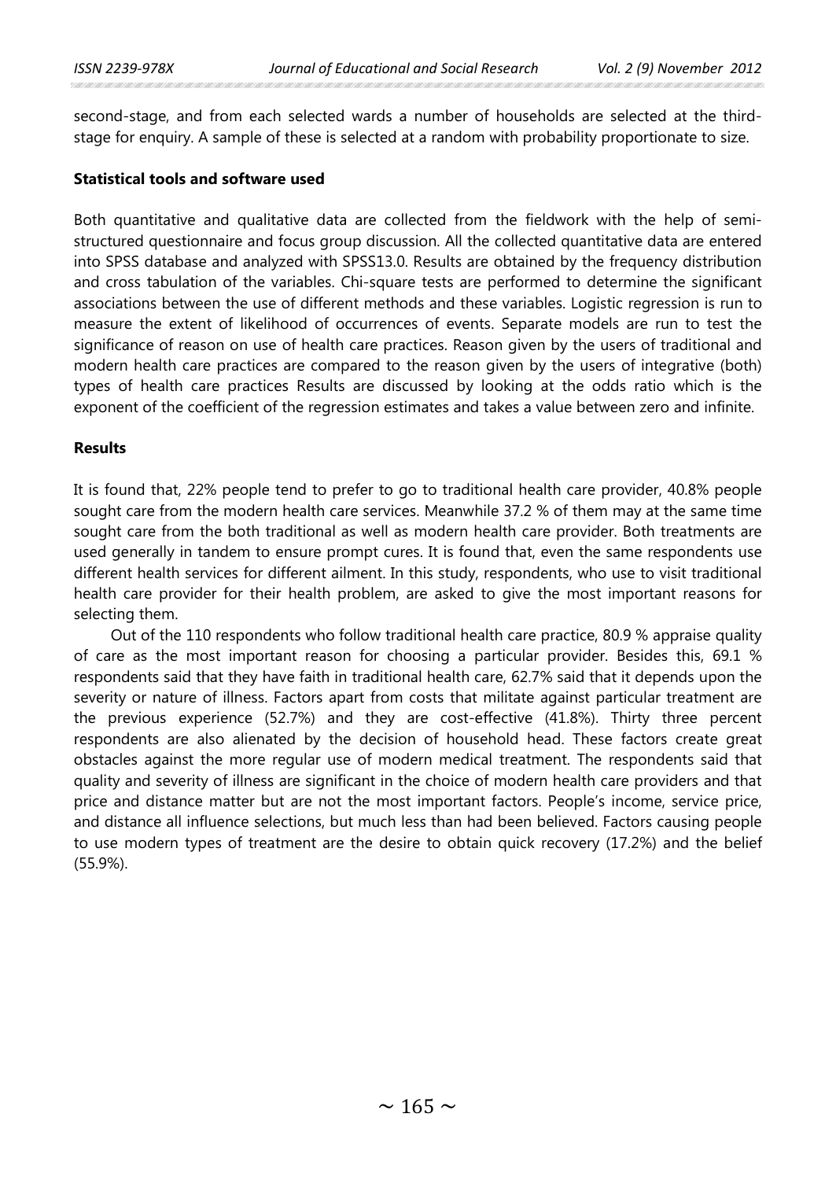second-stage, and from each selected wards a number of households are selected at the third-stage for enquiry. A sample of these is selected at a random with probability proportionate to size.

### Statistical tools and software used

Both quantitative and qualitative data are collected from the fieldwork with the help of semi-structured questionnaire and focus group discussion. All the collected quantitative data are entered into SPSS database and analyzed with SPSS13.0. Results are obtained by the frequency distribution and cross tabulation of the variables. Chi-square tests are performed to determine the significant associations between the use of different methods and these variables. Logistic regression is run to measure the extent of likelihood of occurrences of events. Separate models are run to test the significance of reason on use of health care practices. Reason given by the users of traditional and modern health care practices are compared to the reason given by the users of integrative (both) types of health care practices Results are discussed by looking at the odds ratio which is the exponent of the coefficient of the regression estimates and takes a value between zero and infinite.

### Results

It is found that, 22% people tend to prefer to go to traditional health care provider, 40.8% people sought care from the modern health care services. Meanwhile 37.2 % of them may at the same time sought care from the both traditional as well as modern health care provider. Both treatments are used generally in tandem to ensure prompt cures. It is found that, even the same respondents use different health services for different ailment. In this study, respondents, who use to visit traditional health care provider for their health problem, are asked to give the most important reasons for selecting them.

Out of the 110 respondents who follow traditional health care practice, 80.9 % appraise quality of care as the most important reason for choosing a particular provider. Besides this, 69.1 % respondents said that they have faith in traditional health care, 62.7% said that it depends upon the severity or nature of illness. Factors apart from costs that militate against particular treatment are the previous experience (52.7%) and they are cost-effective (41.8%). Thirty three percent respondents are also alienated by the decision of household head. These factors create great obstacles against the more regular use of modern medical treatment. The respondents said that quality and severity of illness are significant in the choice of modern health care providers and that price and distance matter but are not the most important factors. People's income, service price, and distance all influence selections, but much less than had been believed. Factors causing people to use modern types of treatment are the desire to obtain quick recovery (17.2%) and the belief (55.9%).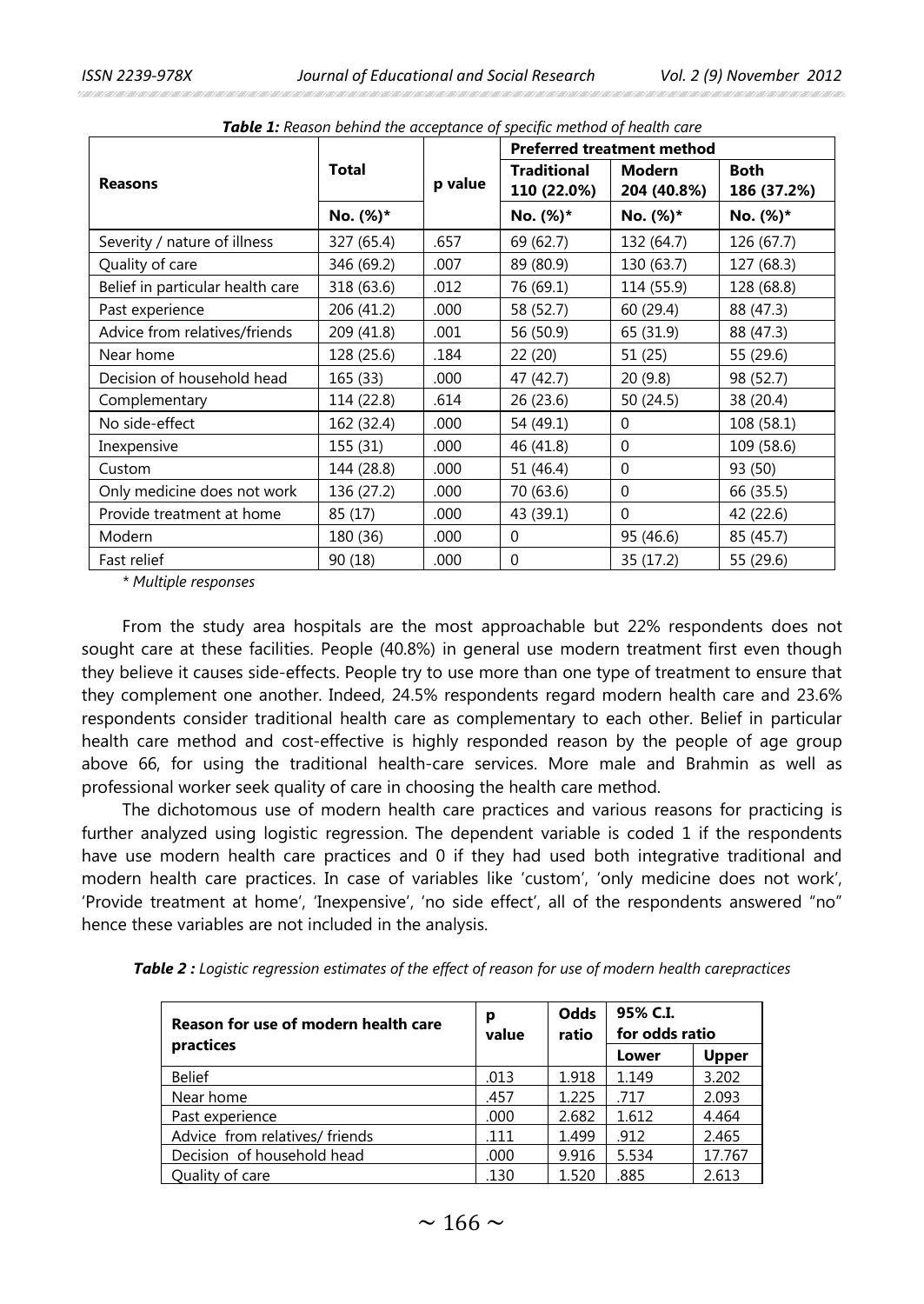***Table 1:*** *Reason behind the acceptance of specific method of health care*

| Reasons | Total | p value | Preferred treatment method | | |
|---|---|---|---|---|---|
| | | | **Traditional 110 (22.0%)** | **Modern 204 (40.8%)** | **Both 186 (37.2%)** |
| | **No. (%)*** | | **No. (%)*** | **No. (%)*** | **No. (%)*** |
| Severity / nature of illness | 327 (65.4) | .657 | 69 (62.7) | 132 (64.7) | 126 (67.7) |
| Quality of care | 346 (69.2) | .007 | 89 (80.9) | 130 (63.7) | 127 (68.3) |
| Belief in particular health care | 318 (63.6) | .012 | 76 (69.1) | 114 (55.9) | 128 (68.8) |
| Past experience | 206 (41.2) | .000 | 58 (52.7) | 60 (29.4) | 88 (47.3) |
| Advice from relatives/friends | 209 (41.8) | .001 | 56 (50.9) | 65 (31.9) | 88 (47.3) |
| Near home | 128 (25.6) | .184 | 22 (20) | 51 (25) | 55 (29.6) |
| Decision of household head | 165 (33) | .000 | 47 (42.7) | 20 (9.8) | 98 (52.7) |
| Complementary | 114 (22.8) | .614 | 26 (23.6) | 50 (24.5) | 38 (20.4) |
| No side-effect | 162 (32.4) | .000 | 54 (49.1) | 0 | 108 (58.1) |
| Inexpensive | 155 (31) | .000 | 46 (41.8) | 0 | 109 (58.6) |
| Custom | 144 (28.8) | .000 | 51 (46.4) | 0 | 93 (50) |
| Only medicine does not work | 136 (27.2) | .000 | 70 (63.6) | 0 | 66 (35.5) |
| Provide treatment at home | 85 (17) | .000 | 43 (39.1) | 0 | 42 (22.6) |
| Modern | 180 (36) | .000 | 0 | 95 (46.6) | 85 (45.7) |
| Fast relief | 90 (18) | .000 | 0 | 35 (17.2) | 55 (29.6) |

*\* Multiple responses*

From the study area hospitals are the most approachable but 22% respondents does not sought care at these facilities. People (40.8%) in general use modern treatment first even though they believe it causes side-effects. People try to use more than one type of treatment to ensure that they complement one another. Indeed, 24.5% respondents regard modern health care and 23.6% respondents consider traditional health care as complementary to each other. Belief in particular health care method and cost-effective is highly responded reason by the people of age group above 66, for using the traditional health-care services. More male and Brahmin as well as professional worker seek quality of care in choosing the health care method.

The dichotomous use of modern health care practices and various reasons for practicing is further analyzed using logistic regression. The dependent variable is coded 1 if the respondents have use modern health care practices and 0 if they had used both integrative traditional and modern health care practices. In case of variables like 'custom', 'only medicine does not work', 'Provide treatment at home', 'Inexpensive', 'no side effect', all of the respondents answered "no" hence these variables are not included in the analysis.

***Table 2 :*** *Logistic regression estimates of the effect of reason for use of modern health carepractices*

| Reason for use of modern health care practices | p value | Odds ratio | 95% C.I. for odds ratio | |
|---|---|---|---|---|
| | | | **Lower** | **Upper** |
| Belief | .013 | 1.918 | 1.149 | 3.202 |
| Near home | .457 | 1.225 | .717 | 2.093 |
| Past experience | .000 | 2.682 | 1.612 | 4.464 |
| Advice from relatives/ friends | .111 | 1.499 | .912 | 2.465 |
| Decision of household head | .000 | 9.916 | 5.534 | 17.767 |
| Quality of care | .130 | 1.520 | .885 | 2.613 |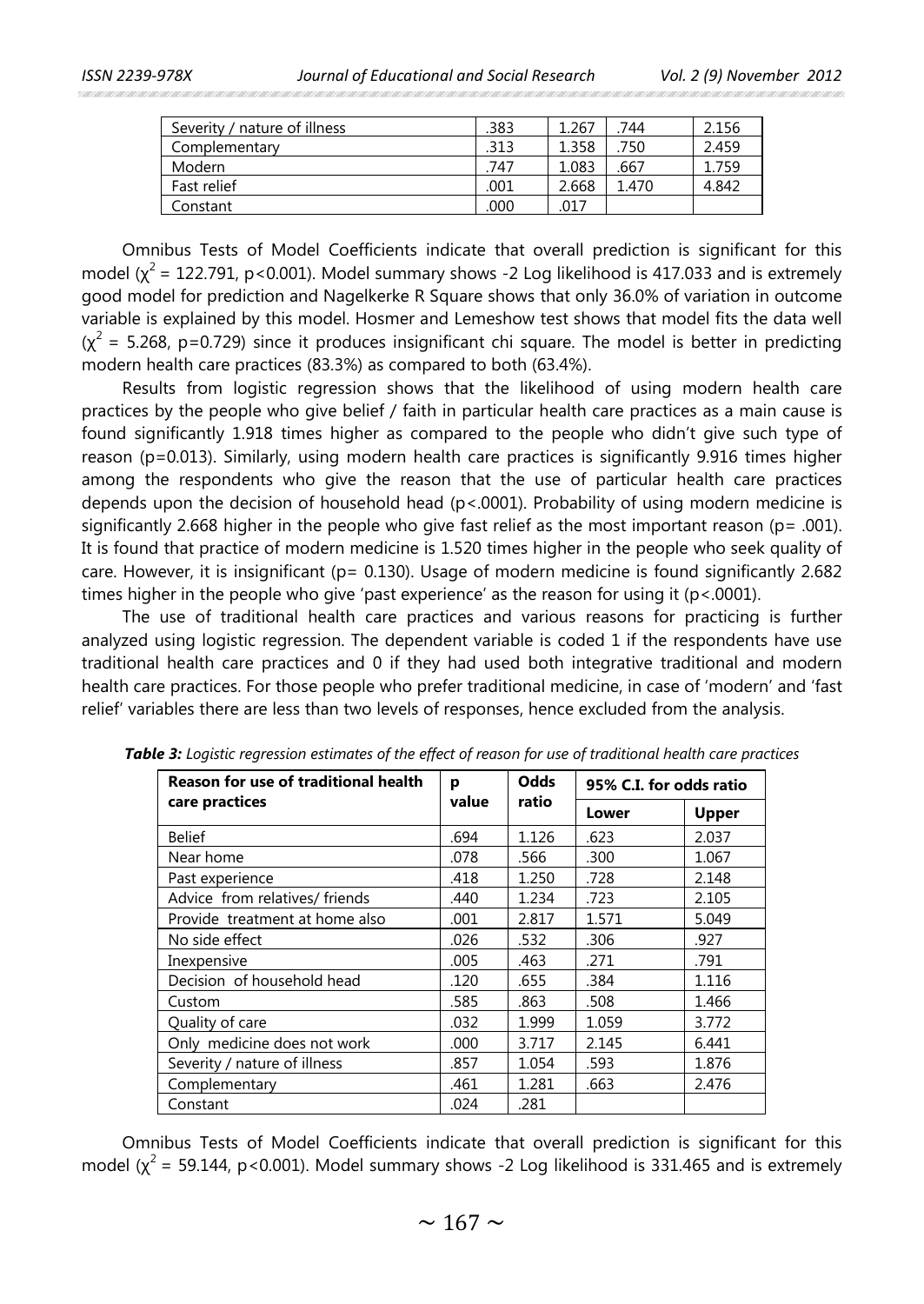| Severity / nature of illness | .383 | 1.267 | .744 | 2.156 |
|---|---|---|---|---|
| Complementary | .313 | 1.358 | .750 | 2.459 |
| Modern | .747 | 1.083 | .667 | 1.759 |
| Fast relief | .001 | 2.668 | 1.470 | 4.842 |
| Constant | .000 | .017 | | |

Omnibus Tests of Model Coefficients indicate that overall prediction is significant for this model ($\chi^2$ = 122.791, p<0.001). Model summary shows -2 Log likelihood is 417.033 and is extremely good model for prediction and Nagelkerke R Square shows that only 36.0% of variation in outcome variable is explained by this model. Hosmer and Lemeshow test shows that model fits the data well ($\chi^2$ = 5.268, p=0.729) since it produces insignificant chi square. The model is better in predicting modern health care practices (83.3%) as compared to both (63.4%).

Results from logistic regression shows that the likelihood of using modern health care practices by the people who give belief / faith in particular health care practices as a main cause is found significantly 1.918 times higher as compared to the people who didn't give such type of reason (p=0.013). Similarly, using modern health care practices is significantly 9.916 times higher among the respondents who give the reason that the use of particular health care practices depends upon the decision of household head (p<.0001). Probability of using modern medicine is significantly 2.668 higher in the people who give fast relief as the most important reason (p= .001). It is found that practice of modern medicine is 1.520 times higher in the people who seek quality of care. However, it is insignificant (p= 0.130). Usage of modern medicine is found significantly 2.682 times higher in the people who give 'past experience' as the reason for using it (p<.0001).

The use of traditional health care practices and various reasons for practicing is further analyzed using logistic regression. The dependent variable is coded 1 if the respondents have use traditional health care practices and 0 if they had used both integrative traditional and modern health care practices. For those people who prefer traditional medicine, in case of 'modern' and 'fast relief' variables there are less than two levels of responses, hence excluded from the analysis.

***Table 3:*** *Logistic regression estimates of the effect of reason for use of traditional health care practices*

| Reason for use of traditional health care practices | p value | Odds ratio | 95% C.I. for odds ratio | |
|---|---|---|---|---|
| | | | Lower | Upper |
| Belief | .694 | 1.126 | .623 | 2.037 |
| Near home | .078 | .566 | .300 | 1.067 |
| Past experience | .418 | 1.250 | .728 | 2.148 |
| Advice from relatives/ friends | .440 | 1.234 | .723 | 2.105 |
| Provide treatment at home also | .001 | 2.817 | 1.571 | 5.049 |
| No side effect | .026 | .532 | .306 | .927 |
| Inexpensive | .005 | .463 | .271 | .791 |
| Decision of household head | .120 | .655 | .384 | 1.116 |
| Custom | .585 | .863 | .508 | 1.466 |
| Quality of care | .032 | 1.999 | 1.059 | 3.772 |
| Only medicine does not work | .000 | 3.717 | 2.145 | 6.441 |
| Severity / nature of illness | .857 | 1.054 | .593 | 1.876 |
| Complementary | .461 | 1.281 | .663 | 2.476 |
| Constant | .024 | .281 | | |

Omnibus Tests of Model Coefficients indicate that overall prediction is significant for this model ($\chi^2$ = 59.144, p<0.001). Model summary shows -2 Log likelihood is 331.465 and is extremely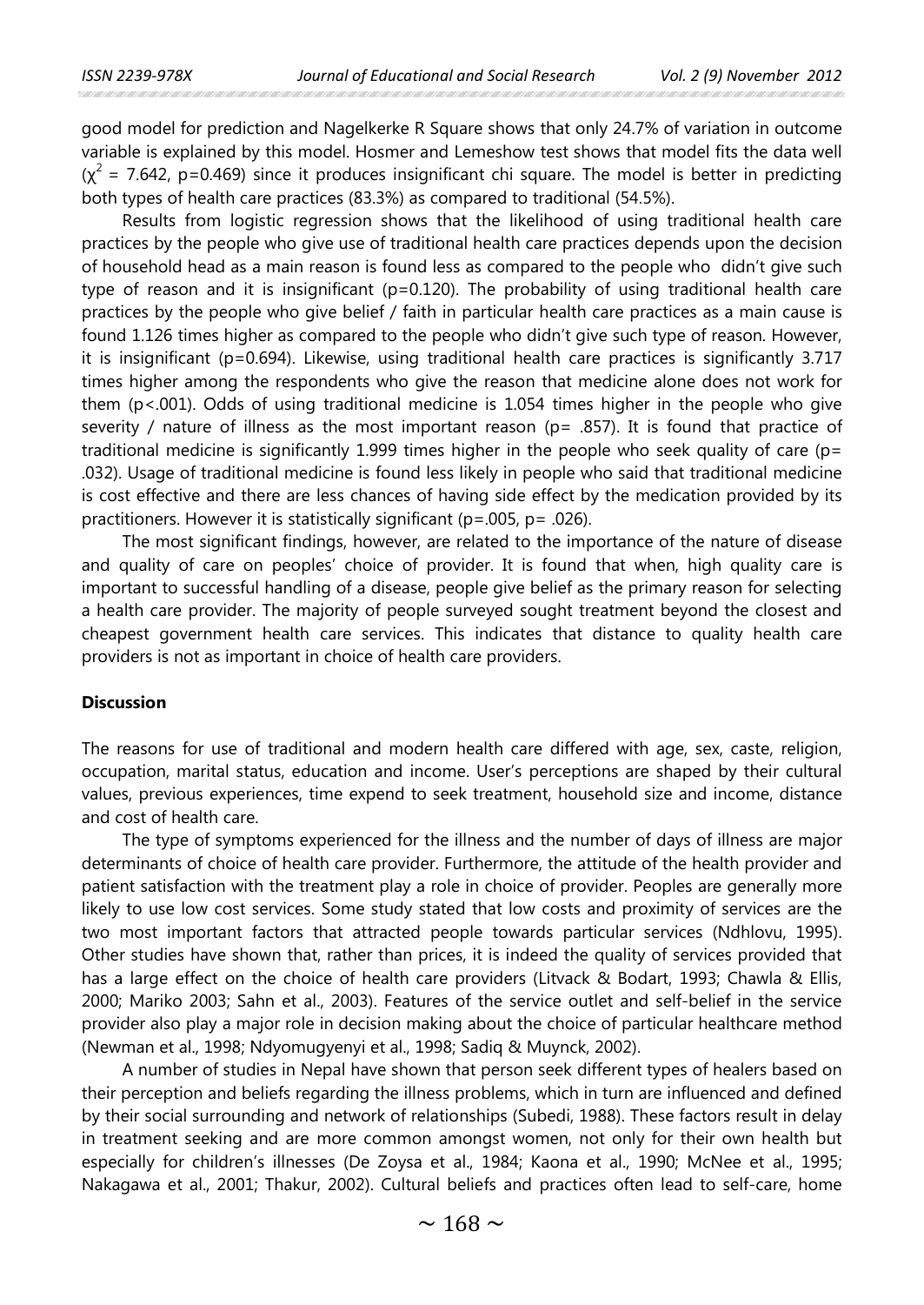good model for prediction and Nagelkerke R Square shows that only 24.7% of variation in outcome variable is explained by this model. Hosmer and Lemeshow test shows that model fits the data well ($\chi^2$ = 7.642, p=0.469) since it produces insignificant chi square. The model is better in predicting both types of health care practices (83.3%) as compared to traditional (54.5%).

Results from logistic regression shows that the likelihood of using traditional health care practices by the people who give use of traditional health care practices depends upon the decision of household head as a main reason is found less as compared to the people who didn't give such type of reason and it is insignificant (p=0.120). The probability of using traditional health care practices by the people who give belief / faith in particular health care practices as a main cause is found 1.126 times higher as compared to the people who didn't give such type of reason. However, it is insignificant (p=0.694). Likewise, using traditional health care practices is significantly 3.717 times higher among the respondents who give the reason that medicine alone does not work for them (p<.001). Odds of using traditional medicine is 1.054 times higher in the people who give severity / nature of illness as the most important reason (p= .857). It is found that practice of traditional medicine is significantly 1.999 times higher in the people who seek quality of care (p= .032). Usage of traditional medicine is found less likely in people who said that traditional medicine is cost effective and there are less chances of having side effect by the medication provided by its practitioners. However it is statistically significant (p=.005, p= .026).

The most significant findings, however, are related to the importance of the nature of disease and quality of care on peoples' choice of provider. It is found that when, high quality care is important to successful handling of a disease, people give belief as the primary reason for selecting a health care provider. The majority of people surveyed sought treatment beyond the closest and cheapest government health care services. This indicates that distance to quality health care providers is not as important in choice of health care providers.

**Discussion**

The reasons for use of traditional and modern health care differed with age, sex, caste, religion, occupation, marital status, education and income. User's perceptions are shaped by their cultural values, previous experiences, time expend to seek treatment, household size and income, distance and cost of health care.

The type of symptoms experienced for the illness and the number of days of illness are major determinants of choice of health care provider. Furthermore, the attitude of the health provider and patient satisfaction with the treatment play a role in choice of provider. Peoples are generally more likely to use low cost services. Some study stated that low costs and proximity of services are the two most important factors that attracted people towards particular services (Ndhlovu, 1995). Other studies have shown that, rather than prices, it is indeed the quality of services provided that has a large effect on the choice of health care providers (Litvack & Bodart, 1993; Chawla & Ellis, 2000; Mariko 2003; Sahn et al., 2003). Features of the service outlet and self-belief in the service provider also play a major role in decision making about the choice of particular healthcare method (Newman et al., 1998; Ndyomugyenyi et al., 1998; Sadiq & Muynck, 2002).

A number of studies in Nepal have shown that person seek different types of healers based on their perception and beliefs regarding the illness problems, which in turn are influenced and defined by their social surrounding and network of relationships (Subedi, 1988). These factors result in delay in treatment seeking and are more common amongst women, not only for their own health but especially for children's illnesses (De Zoysa et al., 1984; Kaona et al., 1990; McNee et al., 1995; Nakagawa et al., 2001; Thakur, 2002). Cultural beliefs and practices often lead to self-care, home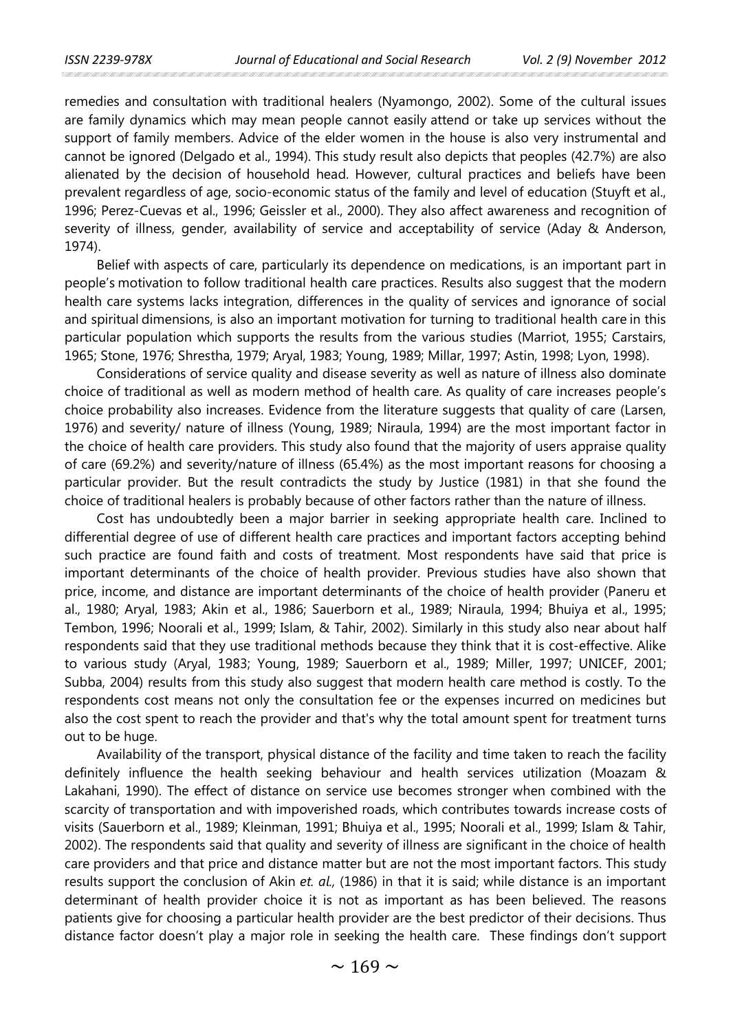remedies and consultation with traditional healers (Nyamongo, 2002). Some of the cultural issues are family dynamics which may mean people cannot easily attend or take up services without the support of family members. Advice of the elder women in the house is also very instrumental and cannot be ignored (Delgado et al., 1994). This study result also depicts that peoples (42.7%) are also alienated by the decision of household head. However, cultural practices and beliefs have been prevalent regardless of age, socio-economic status of the family and level of education (Stuyft et al., 1996; Perez-Cuevas et al., 1996; Geissler et al., 2000). They also affect awareness and recognition of severity of illness, gender, availability of service and acceptability of service (Aday & Anderson, 1974).

Belief with aspects of care, particularly its dependence on medications, is an important part in people's motivation to follow traditional health care practices. Results also suggest that the modern health care systems lacks integration, differences in the quality of services and ignorance of social and spiritual dimensions, is also an important motivation for turning to traditional health care in this particular population which supports the results from the various studies (Marriot, 1955; Carstairs, 1965; Stone, 1976; Shrestha, 1979; Aryal, 1983; Young, 1989; Millar, 1997; Astin, 1998; Lyon, 1998).

Considerations of service quality and disease severity as well as nature of illness also dominate choice of traditional as well as modern method of health care. As quality of care increases people's choice probability also increases. Evidence from the literature suggests that quality of care (Larsen, 1976) and severity/ nature of illness (Young, 1989; Niraula, 1994) are the most important factor in the choice of health care providers. This study also found that the majority of users appraise quality of care (69.2%) and severity/nature of illness (65.4%) as the most important reasons for choosing a particular provider. But the result contradicts the study by Justice (1981) in that she found the choice of traditional healers is probably because of other factors rather than the nature of illness.

Cost has undoubtedly been a major barrier in seeking appropriate health care. Inclined to differential degree of use of different health care practices and important factors accepting behind such practice are found faith and costs of treatment. Most respondents have said that price is important determinants of the choice of health provider. Previous studies have also shown that price, income, and distance are important determinants of the choice of health provider (Paneru et al., 1980; Aryal, 1983; Akin et al., 1986; Sauerborn et al., 1989; Niraula, 1994; Bhuiya et al., 1995; Tembon, 1996; Noorali et al., 1999; Islam, & Tahir, 2002). Similarly in this study also near about half respondents said that they use traditional methods because they think that it is cost-effective. Alike to various study (Aryal, 1983; Young, 1989; Sauerborn et al., 1989; Miller, 1997; UNICEF, 2001; Subba, 2004) results from this study also suggest that modern health care method is costly. To the respondents cost means not only the consultation fee or the expenses incurred on medicines but also the cost spent to reach the provider and that's why the total amount spent for treatment turns out to be huge.

Availability of the transport, physical distance of the facility and time taken to reach the facility definitely influence the health seeking behaviour and health services utilization (Moazam & Lakahani, 1990). The effect of distance on service use becomes stronger when combined with the scarcity of transportation and with impoverished roads, which contributes towards increase costs of visits (Sauerborn et al., 1989; Kleinman, 1991; Bhuiya et al., 1995; Noorali et al., 1999; Islam & Tahir, 2002). The respondents said that quality and severity of illness are significant in the choice of health care providers and that price and distance matter but are not the most important factors. This study results support the conclusion of Akin *et. al.,* (1986) in that it is said; while distance is an important determinant of health provider choice it is not as important as has been believed. The reasons patients give for choosing a particular health provider are the best predictor of their decisions. Thus distance factor doesn't play a major role in seeking the health care. These findings don't support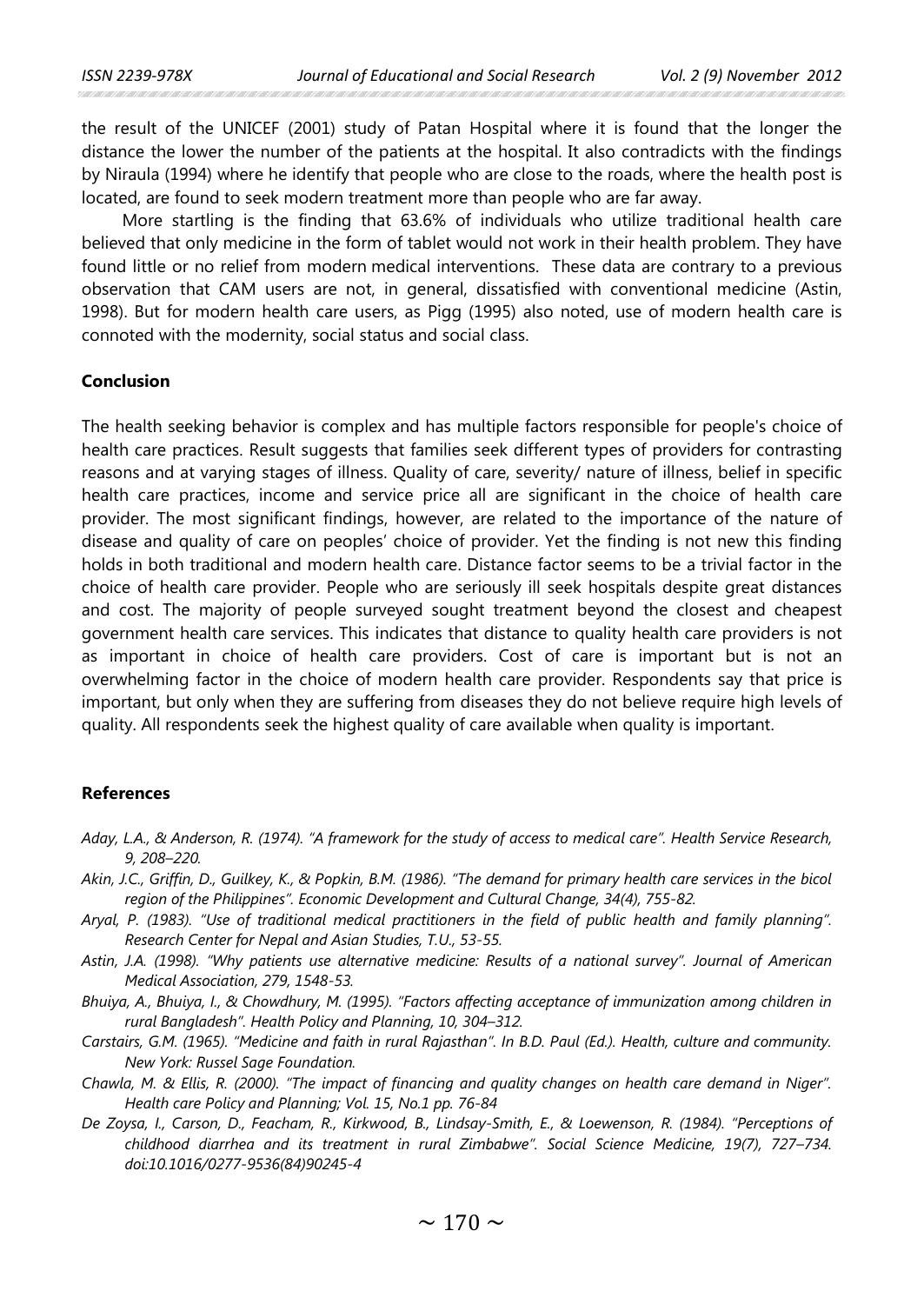the result of the UNICEF (2001) study of Patan Hospital where it is found that the longer the distance the lower the number of the patients at the hospital. It also contradicts with the findings by Niraula (1994) where he identify that people who are close to the roads, where the health post is located, are found to seek modern treatment more than people who are far away.

More startling is the finding that 63.6% of individuals who utilize traditional health care believed that only medicine in the form of tablet would not work in their health problem. They have found little or no relief from modern medical interventions. These data are contrary to a previous observation that CAM users are not, in general, dissatisfied with conventional medicine (Astin, 1998). But for modern health care users, as Pigg (1995) also noted, use of modern health care is connoted with the modernity, social status and social class.

## Conclusion

The health seeking behavior is complex and has multiple factors responsible for people's choice of health care practices. Result suggests that families seek different types of providers for contrasting reasons and at varying stages of illness. Quality of care, severity/ nature of illness, belief in specific health care practices, income and service price all are significant in the choice of health care provider. The most significant findings, however, are related to the importance of the nature of disease and quality of care on peoples' choice of provider. Yet the finding is not new this finding holds in both traditional and modern health care. Distance factor seems to be a trivial factor in the choice of health care provider. People who are seriously ill seek hospitals despite great distances and cost. The majority of people surveyed sought treatment beyond the closest and cheapest government health care services. This indicates that distance to quality health care providers is not as important in choice of health care providers. Cost of care is important but is not an overwhelming factor in the choice of modern health care provider. Respondents say that price is important, but only when they are suffering from diseases they do not believe require high levels of quality. All respondents seek the highest quality of care available when quality is important.

## References

*Aday, L.A., & Anderson, R. (1974). "A framework for the study of access to medical care". Health Service Research, 9, 208–220.*

*Akin, J.C., Griffin, D., Guilkey, K., & Popkin, B.M. (1986). "The demand for primary health care services in the bicol region of the Philippines". Economic Development and Cultural Change, 34(4), 755-82.*

*Aryal, P. (1983). "Use of traditional medical practitioners in the field of public health and family planning". Research Center for Nepal and Asian Studies, T.U., 53-55.*

*Astin, J.A. (1998). "Why patients use alternative medicine: Results of a national survey". Journal of American Medical Association, 279, 1548-53.*

*Bhuiya, A., Bhuiya, I., & Chowdhury, M. (1995). "Factors affecting acceptance of immunization among children in rural Bangladesh". Health Policy and Planning, 10, 304–312.*

*Carstairs, G.M. (1965). "Medicine and faith in rural Rajasthan". In B.D. Paul (Ed.). Health, culture and community. New York: Russel Sage Foundation.*

*Chawla, M. & Ellis, R. (2000). "The impact of financing and quality changes on health care demand in Niger". Health care Policy and Planning; Vol. 15, No.1 pp. 76-84*

*De Zoysa, I., Carson, D., Feacham, R., Kirkwood, B., Lindsay-Smith, E., & Loewenson, R. (1984). "Perceptions of childhood diarrhea and its treatment in rural Zimbabwe". Social Science Medicine, 19(7), 727–734. doi:10.1016/0277-9536(84)90245-4*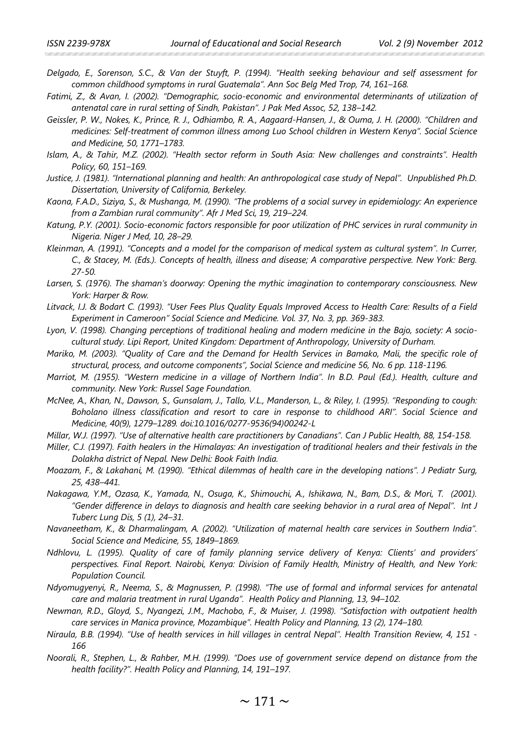*Delgado, E., Sorenson, S.C., & Van der Stuyft, P. (1994). "Health seeking behaviour and self assessment for common childhood symptoms in rural Guatemala". Ann Soc Belg Med Trop, 74, 161–168.*

*Fatimi, Z., & Avan, I. (2002). "Demographic, socio-economic and environmental determinants of utilization of antenatal care in rural setting of Sindh, Pakistan". J Pak Med Assoc, 52, 138–142.*

*Geissler, P. W., Nokes, K., Prince, R. J., Odhiambo, R. A., Aagaard-Hansen, J., & Ouma, J. H. (2000). "Children and medicines: Self-treatment of common illness among Luo School children in Western Kenya". Social Science and Medicine, 50, 1771–1783.*

*Islam, A., & Tahir, M.Z. (2002). "Health sector reform in South Asia: New challenges and constraints". Health Policy, 60, 151–169.*

*Justice, J. (1981). "International planning and health: An anthropological case study of Nepal". Unpublished Ph.D. Dissertation, University of California, Berkeley.*

*Kaona, F.A.D., Siziya, S., & Mushanga, M. (1990). "The problems of a social survey in epidemiology: An experience from a Zambian rural community". Afr J Med Sci, 19, 219–224.*

*Katung, P.Y. (2001). Socio-economic factors responsible for poor utilization of PHC services in rural community in Nigeria. Niger J Med, 10, 28–29.*

*Kleinman, A. (1991). "Concepts and a model for the comparison of medical system as cultural system". In Currer, C., & Stacey, M. (Eds.). Concepts of health, illness and disease; A comparative perspective. New York: Berg. 27-50.*

*Larsen, S. (1976). The shaman's doorway: Opening the mythic imagination to contemporary consciousness. New York: Harper & Row.*

*Litvack, I.J. & Bodart C. (1993). "User Fees Plus Quality Equals Improved Access to Health Care: Results of a Field Experiment in Cameroon" Social Science and Medicine. Vol. 37, No. 3, pp. 369-383.*

*Lyon, V. (1998). Changing perceptions of traditional healing and modern medicine in the Bajo, society: A socio-cultural study. Lipi Report, United Kingdom: Department of Anthropology, University of Durham.*

*Mariko, M. (2003). "Quality of Care and the Demand for Health Services in Bamako, Mali, the specific role of structural, process, and outcome components", Social Science and medicine 56, No. 6 pp. 118-1196.*

*Marriot, M. (1955). "Western medicine in a village of Northern India". In B.D. Paul (Ed.). Health, culture and community. New York: Russel Sage Foundation.*

*McNee, A., Khan, N., Dawson, S., Gunsalam, J., Tallo, V.L., Manderson, L., & Riley, I. (1995). "Responding to cough: Boholano illness classification and resort to care in response to childhood ARI". Social Science and Medicine, 40(9), 1279–1289. doi:10.1016/0277-9536(94)00242-L*

*Millar, W.J. (1997). "Use of alternative health care practitioners by Canadians". Can J Public Health, 88, 154-158.*

*Miller, C.J. (1997). Faith healers in the Himalayas: An investigation of traditional healers and their festivals in the Dolakha district of Nepal. New Delhi: Book Faith India.*

*Moazam, F., & Lakahani, M. (1990). "Ethical dilemmas of health care in the developing nations". J Pediatr Surg, 25, 438–441.*

*Nakagawa, Y.M., Ozasa, K., Yamada, N., Osuga, K., Shimouchi, A., Ishikawa, N., Bam, D.S., & Mori, T. (2001). "Gender difference in delays to diagnosis and health care seeking behavior in a rural area of Nepal". Int J Tuberc Lung Dis, 5 (1), 24–31.*

*Navaneetham, K., & Dharmalingam, A. (2002). "Utilization of maternal health care services in Southern India". Social Science and Medicine, 55, 1849–1869.*

*Ndhlovu, L. (1995). Quality of care of family planning service delivery of Kenya: Clients' and providers' perspectives. Final Report. Nairobi, Kenya: Division of Family Health, Ministry of Health, and New York: Population Council.*

*Ndyomugyenyi, R., Neema, S., & Magnussen, P. (1998). "The use of formal and informal services for antenatal care and malaria treatment in rural Uganda". Health Policy and Planning, 13, 94–102.*

*Newman, R.D., Gloyd, S., Nyangezi, J.M., Machobo, F., & Muiser, J. (1998). "Satisfaction with outpatient health care services in Manica province, Mozambique". Health Policy and Planning, 13 (2), 174–180.*

*Niraula, B.B. (1994). "Use of health services in hill villages in central Nepal". Health Transition Review, 4, 151 - 166*

*Noorali, R., Stephen, L., & Rahber, M.H. (1999). "Does use of government service depend on distance from the health facility?". Health Policy and Planning, 14, 191–197.*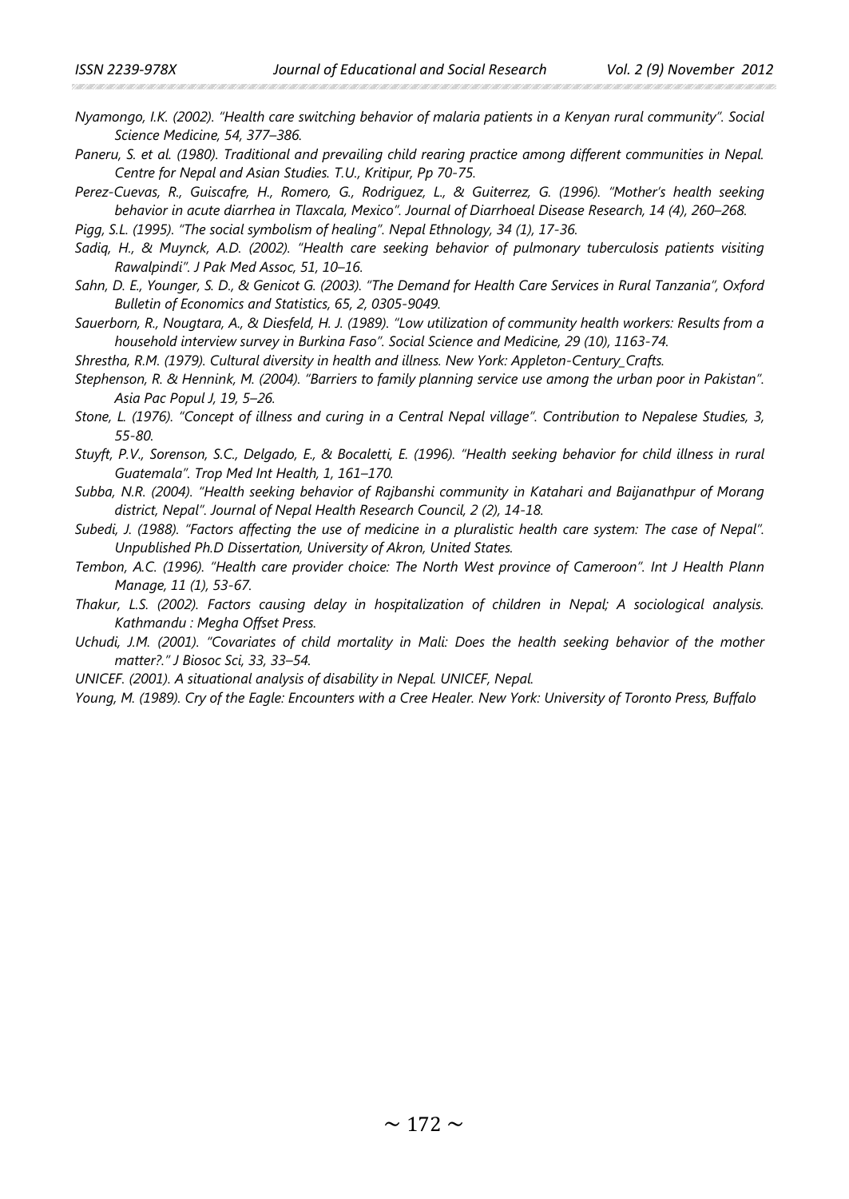*Nyamongo, I.K. (2002). "Health care switching behavior of malaria patients in a Kenyan rural community". Social Science Medicine, 54, 377–386.*

*Paneru, S. et al. (1980). Traditional and prevailing child rearing practice among different communities in Nepal. Centre for Nepal and Asian Studies. T.U., Kritipur, Pp 70-75.*

*Perez-Cuevas, R., Guiscafre, H., Romero, G., Rodriguez, L., & Guiterrez, G. (1996). "Mother's health seeking behavior in acute diarrhea in Tlaxcala, Mexico". Journal of Diarrhoeal Disease Research, 14 (4), 260–268.*

*Pigg, S.L. (1995). "The social symbolism of healing". Nepal Ethnology, 34 (1), 17-36.*

*Sadiq, H., & Muynck, A.D. (2002). "Health care seeking behavior of pulmonary tuberculosis patients visiting Rawalpindi". J Pak Med Assoc, 51, 10–16.*

*Sahn, D. E., Younger, S. D., & Genicot G. (2003). "The Demand for Health Care Services in Rural Tanzania", Oxford Bulletin of Economics and Statistics, 65, 2, 0305-9049.*

*Sauerborn, R., Nougtara, A., & Diesfeld, H. J. (1989). "Low utilization of community health workers: Results from a household interview survey in Burkina Faso". Social Science and Medicine, 29 (10), 1163-74.*

*Shrestha, R.M. (1979). Cultural diversity in health and illness. New York: Appleton-Century_Crafts.*

*Stephenson, R. & Hennink, M. (2004). "Barriers to family planning service use among the urban poor in Pakistan". Asia Pac Popul J, 19, 5–26.*

*Stone, L. (1976). "Concept of illness and curing in a Central Nepal village". Contribution to Nepalese Studies, 3, 55-80.*

*Stuyft, P.V., Sorenson, S.C., Delgado, E., & Bocaletti, E. (1996). "Health seeking behavior for child illness in rural Guatemala". Trop Med Int Health, 1, 161–170.*

*Subba, N.R. (2004). "Health seeking behavior of Rajbanshi community in Katahari and Baijanathpur of Morang district, Nepal". Journal of Nepal Health Research Council, 2 (2), 14-18.*

*Subedi, J. (1988). "Factors affecting the use of medicine in a pluralistic health care system: The case of Nepal". Unpublished Ph.D Dissertation, University of Akron, United States.*

*Tembon, A.C. (1996). "Health care provider choice: The North West province of Cameroon". Int J Health Plann Manage, 11 (1), 53-67.*

*Thakur, L.S. (2002). Factors causing delay in hospitalization of children in Nepal; A sociological analysis. Kathmandu : Megha Offset Press.*

*Uchudi, J.M. (2001). "Covariates of child mortality in Mali: Does the health seeking behavior of the mother matter?." J Biosoc Sci, 33, 33–54.*

*UNICEF. (2001). A situational analysis of disability in Nepal. UNICEF, Nepal.*

*Young, M. (1989). Cry of the Eagle: Encounters with a Cree Healer. New York: University of Toronto Press, Buffalo*